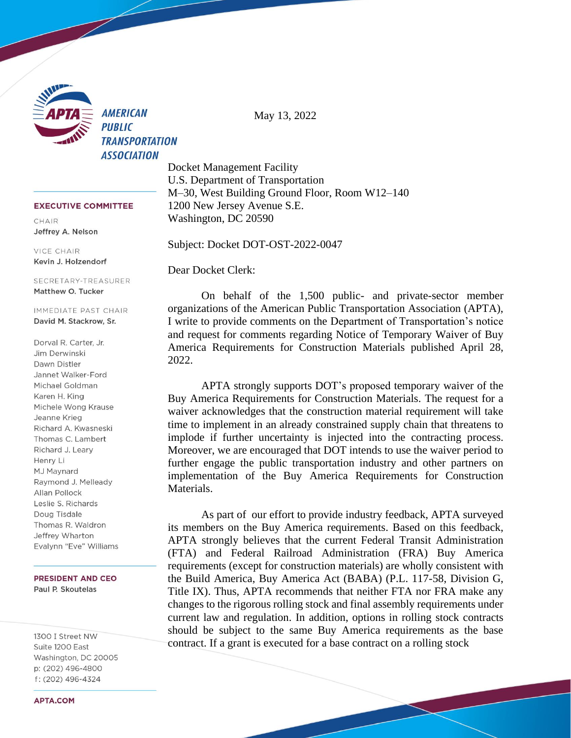**AMERICAN PUBLIC TRANSPORTATION ASSOCIATION**

**EXECUTIVE COMMITTEE**

CHAIR
**Jeffrey A. Nelson**

VICE CHAIR
**Kevin J. Holzendorf**

SECRETARY-TREASURER
**Matthew O. Tucker**

IMMEDIATE PAST CHAIR
**David M. Stackrow, Sr.**

Dorval R. Carter, Jr.
Jim Derwinski
Dawn Distler
Jannet Walker-Ford
Michael Goldman
Karen H. King
Michele Wong Krause
Jeanne Krieg
Richard A. Kwasneski
Thomas C. Lambert
Richard J. Leary
Henry Li
MJ Maynard
Raymond J. Melleady
Allan Pollock
Leslie S. Richards
Doug Tisdale
Thomas R. Waldron
Jeffrey Wharton
Evalynn "Eve" Williams

**PRESIDENT AND CEO**
**Paul P. Skoutelas**

1300 I Street NW
Suite 1200 East
Washington, DC 20005
p: (202) 496-4800
f: (202) 496-4324

**APTA.COM**

May 13, 2022

Docket Management Facility
U.S. Department of Transportation
M–30, West Building Ground Floor, Room W12–140
1200 New Jersey Avenue S.E.
Washington, DC 20590

Subject: Docket DOT-OST-2022-0047

Dear Docket Clerk:

On behalf of the 1,500 public- and private-sector member organizations of the American Public Transportation Association (APTA), I write to provide comments on the Department of Transportation's notice and request for comments regarding Notice of Temporary Waiver of Buy America Requirements for Construction Materials published April 28, 2022.

APTA strongly supports DOT's proposed temporary waiver of the Buy America Requirements for Construction Materials. The request for a waiver acknowledges that the construction material requirement will take time to implement in an already constrained supply chain that threatens to implode if further uncertainty is injected into the contracting process. Moreover, we are encouraged that DOT intends to use the waiver period to further engage the public transportation industry and other partners on implementation of the Buy America Requirements for Construction Materials.

As part of our effort to provide industry feedback, APTA surveyed its members on the Buy America requirements. Based on this feedback, APTA strongly believes that the current Federal Transit Administration (FTA) and Federal Railroad Administration (FRA) Buy America requirements (except for construction materials) are wholly consistent with the Build America, Buy America Act (BABA) (P.L. 117-58, Division G, Title IX). Thus, APTA recommends that neither FTA nor FRA make any changes to the rigorous rolling stock and final assembly requirements under current law and regulation. In addition, options in rolling stock contracts should be subject to the same Buy America requirements as the base contract. If a grant is executed for a base contract on a rolling stock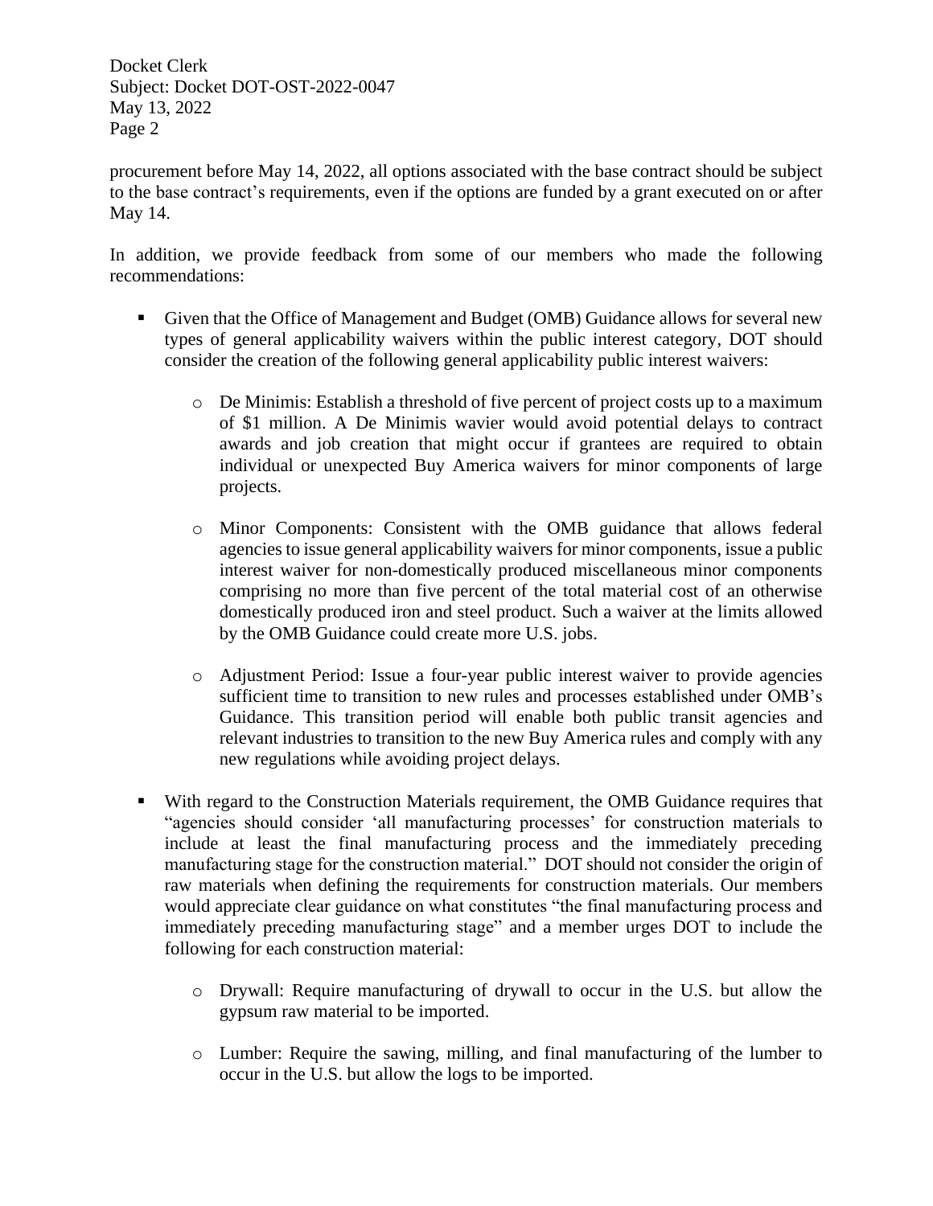procurement before May 14, 2022, all options associated with the base contract should be subject to the base contract's requirements, even if the options are funded by a grant executed on or after May 14.

In addition, we provide feedback from some of our members who made the following recommendations:

- Given that the Office of Management and Budget (OMB) Guidance allows for several new types of general applicability waivers within the public interest category, DOT should consider the creation of the following general applicability public interest waivers:
  - De Minimis: Establish a threshold of five percent of project costs up to a maximum of $1 million. A De Minimis wavier would avoid potential delays to contract awards and job creation that might occur if grantees are required to obtain individual or unexpected Buy America waivers for minor components of large projects.
  - Minor Components: Consistent with the OMB guidance that allows federal agencies to issue general applicability waivers for minor components, issue a public interest waiver for non-domestically produced miscellaneous minor components comprising no more than five percent of the total material cost of an otherwise domestically produced iron and steel product. Such a waiver at the limits allowed by the OMB Guidance could create more U.S. jobs.
  - Adjustment Period: Issue a four-year public interest waiver to provide agencies sufficient time to transition to new rules and processes established under OMB's Guidance. This transition period will enable both public transit agencies and relevant industries to transition to the new Buy America rules and comply with any new regulations while avoiding project delays.
- With regard to the Construction Materials requirement, the OMB Guidance requires that "agencies should consider 'all manufacturing processes' for construction materials to include at least the final manufacturing process and the immediately preceding manufacturing stage for the construction material." DOT should not consider the origin of raw materials when defining the requirements for construction materials. Our members would appreciate clear guidance on what constitutes "the final manufacturing process and immediately preceding manufacturing stage" and a member urges DOT to include the following for each construction material:
  - Drywall: Require manufacturing of drywall to occur in the U.S. but allow the gypsum raw material to be imported.
  - Lumber: Require the sawing, milling, and final manufacturing of the lumber to occur in the U.S. but allow the logs to be imported.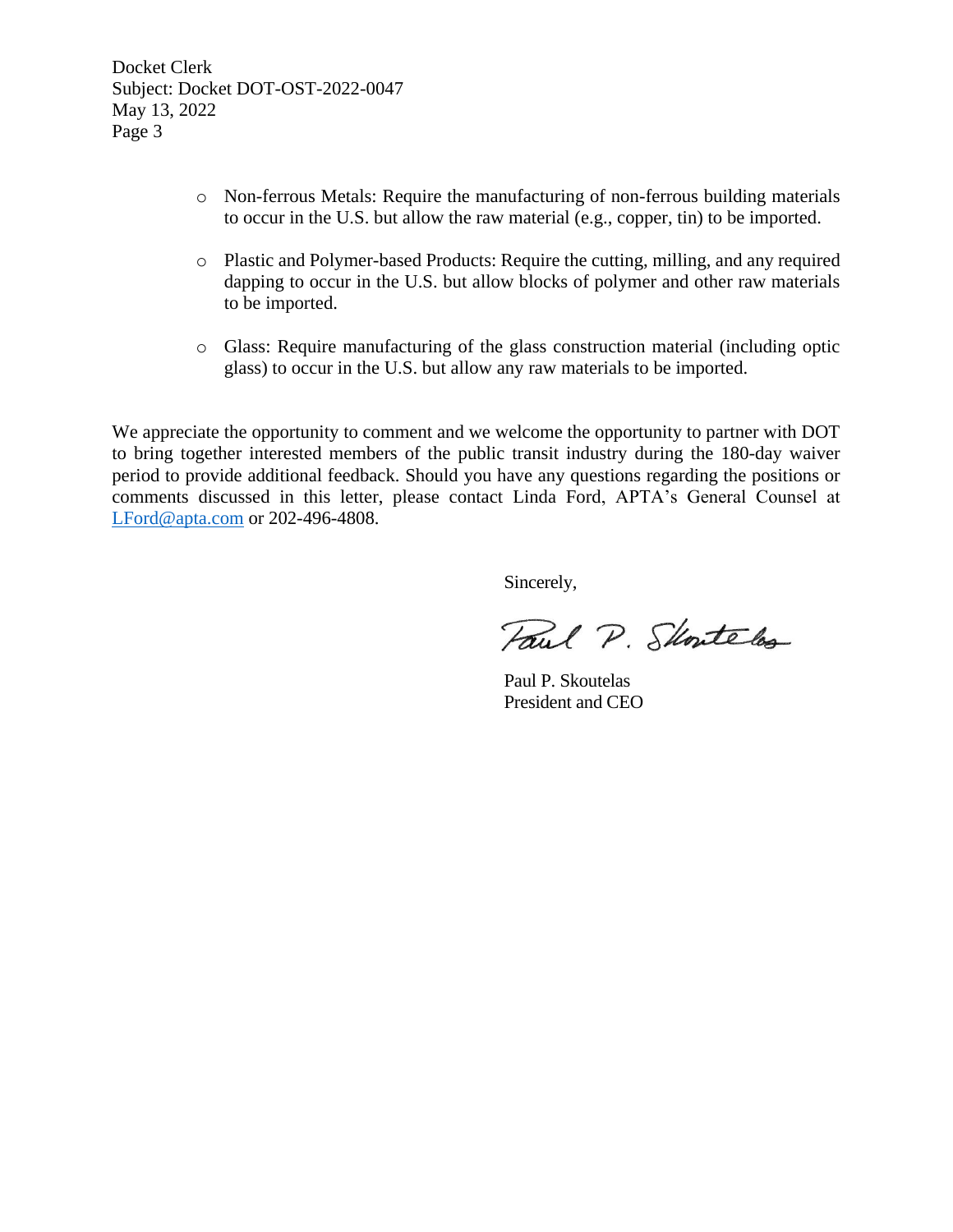- Non-ferrous Metals: Require the manufacturing of non-ferrous building materials to occur in the U.S. but allow the raw material (e.g., copper, tin) to be imported.

- Plastic and Polymer-based Products: Require the cutting, milling, and any required dapping to occur in the U.S. but allow blocks of polymer and other raw materials to be imported.

- Glass: Require manufacturing of the glass construction material (including optic glass) to occur in the U.S. but allow any raw materials to be imported.

We appreciate the opportunity to comment and we welcome the opportunity to partner with DOT to bring together interested members of the public transit industry during the 180-day waiver period to provide additional feedback. Should you have any questions regarding the positions or comments discussed in this letter, please contact Linda Ford, APTA's General Counsel at LFord@apta.com or 202-496-4808.

Sincerely,

Paul P. Skoutelas

Paul P. Skoutelas
President and CEO